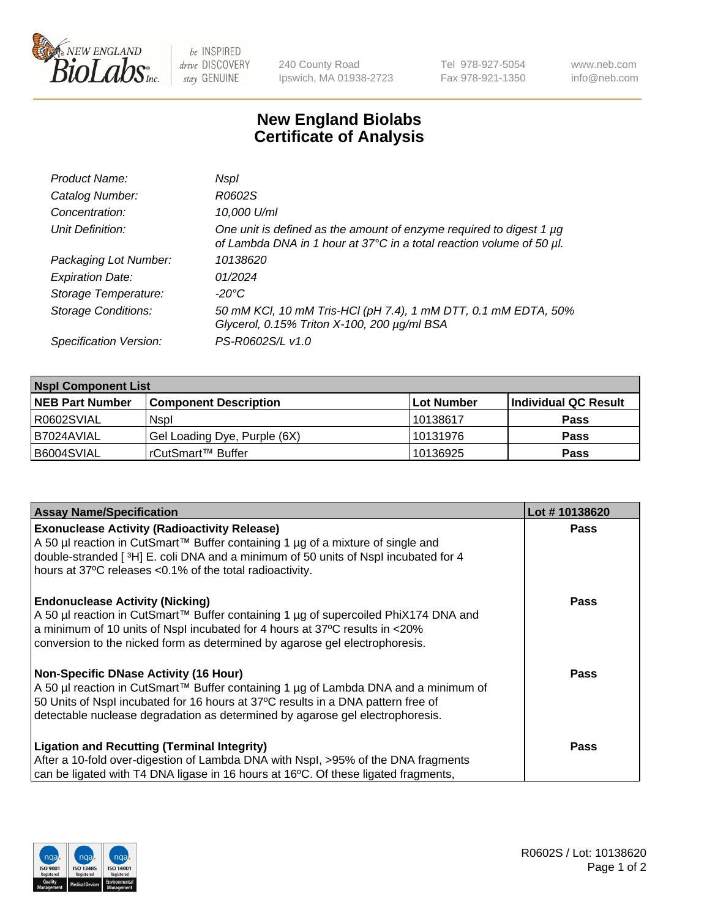# New England Biolabs Certificate of Analysis

| | |
|---|---|
| *Product Name:* | *NspI* |
| *Catalog Number:* | *R0602S* |
| *Concentration:* | *10,000 U/ml* |
| *Unit Definition:* | *One unit is defined as the amount of enzyme required to digest 1 µg of Lambda DNA in 1 hour at 37°C in a total reaction volume of 50 µl.* |
| *Packaging Lot Number:* | *10138620* |
| *Expiration Date:* | *01/2024* |
| *Storage Temperature:* | *-20°C* |
| *Storage Conditions:* | *50 mM KCl, 10 mM Tris-HCl (pH 7.4), 1 mM DTT, 0.1 mM EDTA, 50% Glycerol, 0.15% Triton X-100, 200 µg/ml BSA* |
| *Specification Version:* | *PS-R0602S/L v1.0* |

| **NspI Component List** | | | |
|---|---|---|---|
| **NEB Part Number** | **Component Description** | **Lot Number** | **Individual QC Result** |
| R0602SVIAL | NspI | 10138617 | **Pass** |
| B7024AVIAL | Gel Loading Dye, Purple (6X) | 10131976 | **Pass** |
| B6004SVIAL | rCutSmart™ Buffer | 10136925 | **Pass** |

| **Assay Name/Specification** | **Lot # 10138620** |
|---|---|
| **Exonuclease Activity (Radioactivity Release)** A 50 µl reaction in CutSmart™ Buffer containing 1 µg of a mixture of single and double-stranded [ $^3$H] E. coli DNA and a minimum of 50 units of NspI incubated for 4 hours at 37ºC releases <0.1% of the total radioactivity. | **Pass** |
| **Endonuclease Activity (Nicking)** A 50 µl reaction in CutSmart™ Buffer containing 1 µg of supercoiled PhiX174 DNA and a minimum of 10 units of NspI incubated for 4 hours at 37ºC results in <20% conversion to the nicked form as determined by agarose gel electrophoresis. | **Pass** |
| **Non-Specific DNase Activity (16 Hour)** A 50 µl reaction in CutSmart™ Buffer containing 1 µg of Lambda DNA and a minimum of 50 Units of NspI incubated for 16 hours at 37ºC results in a DNA pattern free of detectable nuclease degradation as determined by agarose gel electrophoresis. | **Pass** |
| **Ligation and Recutting (Terminal Integrity)** After a 10-fold over-digestion of Lambda DNA with NspI, >95% of the DNA fragments can be ligated with T4 DNA ligase in 16 hours at 16ºC. Of these ligated fragments, | **Pass** |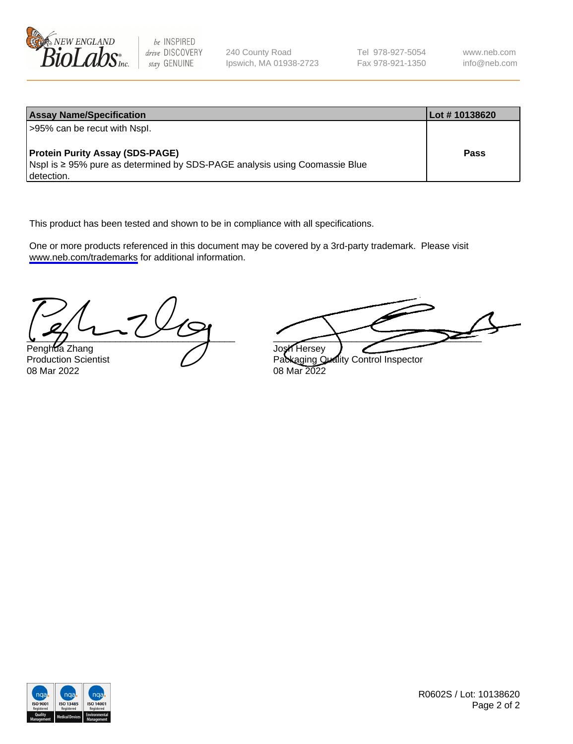| Assay Name/Specification | Lot # 10138620 |
| --- | --- |
| >95% can be recut with NspI.<br><br>**Protein Purity Assay (SDS-PAGE)**<br>NspI is ≥ 95% pure as determined by SDS-PAGE analysis using Coomassie Blue detection. | **Pass** |

This product has been tested and shown to be in compliance with all specifications.

One or more products referenced in this document may be covered by a 3rd-party trademark. Please visit www.neb.com/trademarks for additional information.

Penghua Zhang
Production Scientist
08 Mar 2022

Josh Hersey
Packaging Quality Control Inspector
08 Mar 2022

R0602S / Lot: 10138620